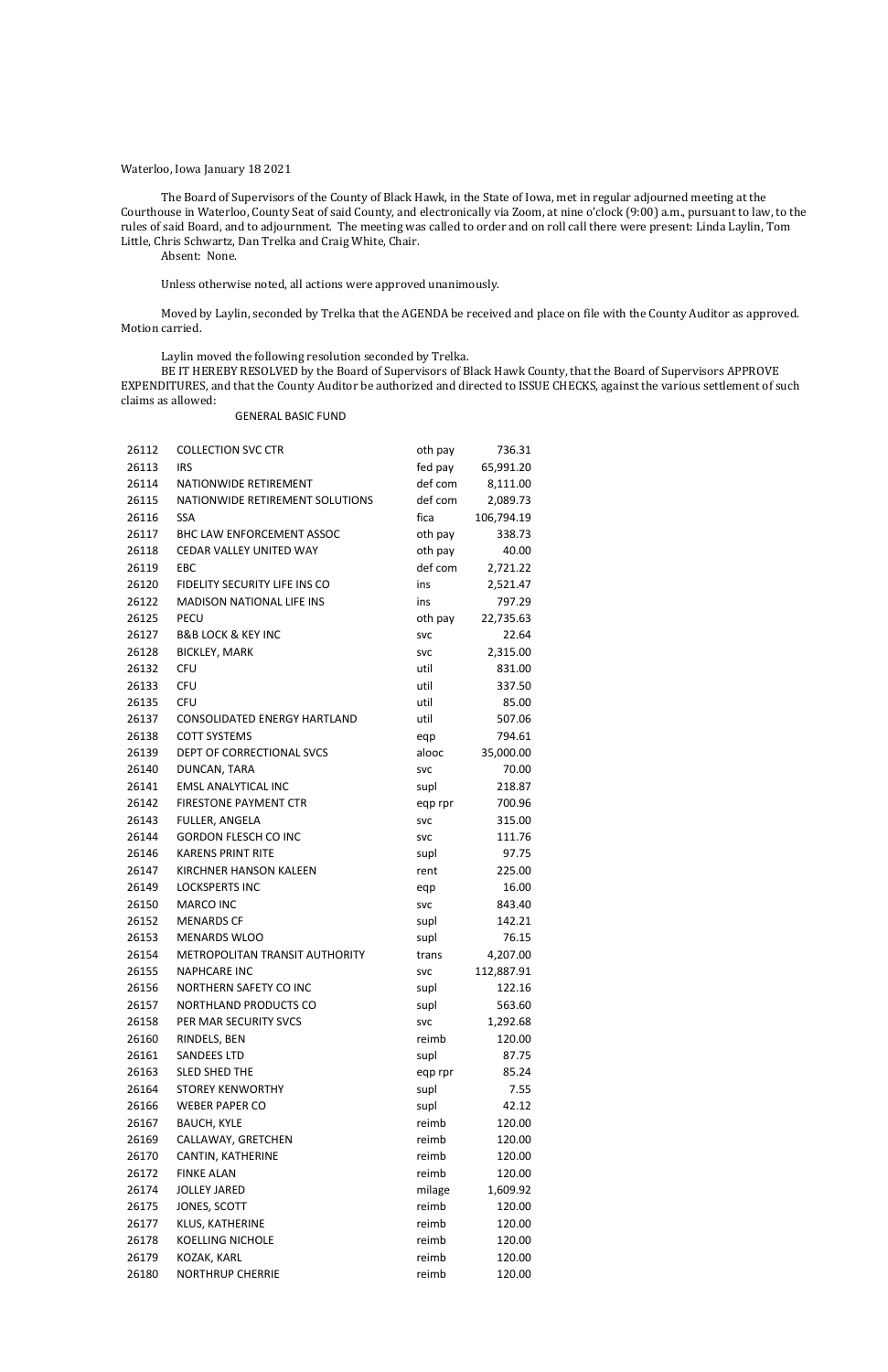Waterloo, Iowa January 18 2021

The Board of Supervisors of the County of Black Hawk, in the State of Iowa, met in regular adjourned meeting at the Courthouse in Waterloo, County Seat of said County, and electronically via Zoom, at nine o'clock (9:00) a.m., pursuant to law, to the rules of said Board, and to adjournment. The meeting was called to order and on roll call there were present: Linda Laylin, Tom Little, Chris Schwartz, Dan Trelka and Craig White, Chair.

Absent: None.

Unless otherwise noted, all actions were approved unanimously.

Moved by Laylin, seconded by Trelka that the AGENDA be received and place on file with the County Auditor as approved. Motion carried.

Laylin moved the following resolution seconded by Trelka.

BE IT HEREBY RESOLVED by the Board of Supervisors of Black Hawk County, that the Board of Supervisors APPROVE EXPENDITURES, and that the County Auditor be authorized and directed to ISSUE CHECKS, against the various settlement of such claims as allowed:

GENERAL BASIC FUND

| | | | |
|---|---|---|---|
| 26112 | COLLECTION SVC CTR | oth pay | 736.31 |
| 26113 | IRS | fed pay | 65,991.20 |
| 26114 | NATIONWIDE RETIREMENT | def com | 8,111.00 |
| 26115 | NATIONWIDE RETIREMENT SOLUTIONS | def com | 2,089.73 |
| 26116 | SSA | fica | 106,794.19 |
| 26117 | BHC LAW ENFORCEMENT ASSOC | oth pay | 338.73 |
| 26118 | CEDAR VALLEY UNITED WAY | oth pay | 40.00 |
| 26119 | EBC | def com | 2,721.22 |
| 26120 | FIDELITY SECURITY LIFE INS CO | ins | 2,521.47 |
| 26122 | MADISON NATIONAL LIFE INS | ins | 797.29 |
| 26125 | PECU | oth pay | 22,735.63 |
| 26127 | B&B LOCK & KEY INC | svc | 22.64 |
| 26128 | BICKLEY, MARK | svc | 2,315.00 |
| 26132 | CFU | util | 831.00 |
| 26133 | CFU | util | 337.50 |
| 26135 | CFU | util | 85.00 |
| 26137 | CONSOLIDATED ENERGY HARTLAND | util | 507.06 |
| 26138 | COTT SYSTEMS | eqp | 794.61 |
| 26139 | DEPT OF CORRECTIONAL SVCS | alooc | 35,000.00 |
| 26140 | DUNCAN, TARA | svc | 70.00 |
| 26141 | EMSL ANALYTICAL INC | supl | 218.87 |
| 26142 | FIRESTONE PAYMENT CTR | eqp rpr | 700.96 |
| 26143 | FULLER, ANGELA | svc | 315.00 |
| 26144 | GORDON FLESCH CO INC | svc | 111.76 |
| 26146 | KARENS PRINT RITE | supl | 97.75 |
| 26147 | KIRCHNER HANSON KALEEN | rent | 225.00 |
| 26149 | LOCKSPERTS INC | eqp | 16.00 |
| 26150 | MARCO INC | svc | 843.40 |
| 26152 | MENARDS CF | supl | 142.21 |
| 26153 | MENARDS WLOO | supl | 76.15 |
| 26154 | METROPOLITAN TRANSIT AUTHORITY | trans | 4,207.00 |
| 26155 | NAPHCARE INC | svc | 112,887.91 |
| 26156 | NORTHERN SAFETY CO INC | supl | 122.16 |
| 26157 | NORTHLAND PRODUCTS CO | supl | 563.60 |
| 26158 | PER MAR SECURITY SVCS | svc | 1,292.68 |
| 26160 | RINDELS, BEN | reimb | 120.00 |
| 26161 | SANDEES LTD | supl | 87.75 |
| 26163 | SLED SHED THE | eqp rpr | 85.24 |
| 26164 | STOREY KENWORTHY | supl | 7.55 |
| 26166 | WEBER PAPER CO | supl | 42.12 |
| 26167 | BAUCH, KYLE | reimb | 120.00 |
| 26169 | CALLAWAY, GRETCHEN | reimb | 120.00 |
| 26170 | CANTIN, KATHERINE | reimb | 120.00 |
| 26172 | FINKE ALAN | reimb | 120.00 |
| 26174 | JOLLEY JARED | milage | 1,609.92 |
| 26175 | JONES, SCOTT | reimb | 120.00 |
| 26177 | KLUS, KATHERINE | reimb | 120.00 |
| 26178 | KOELLING NICHOLE | reimb | 120.00 |
| 26179 | KOZAK, KARL | reimb | 120.00 |
| 26180 | NORTHRUP CHERRIE | reimb | 120.00 |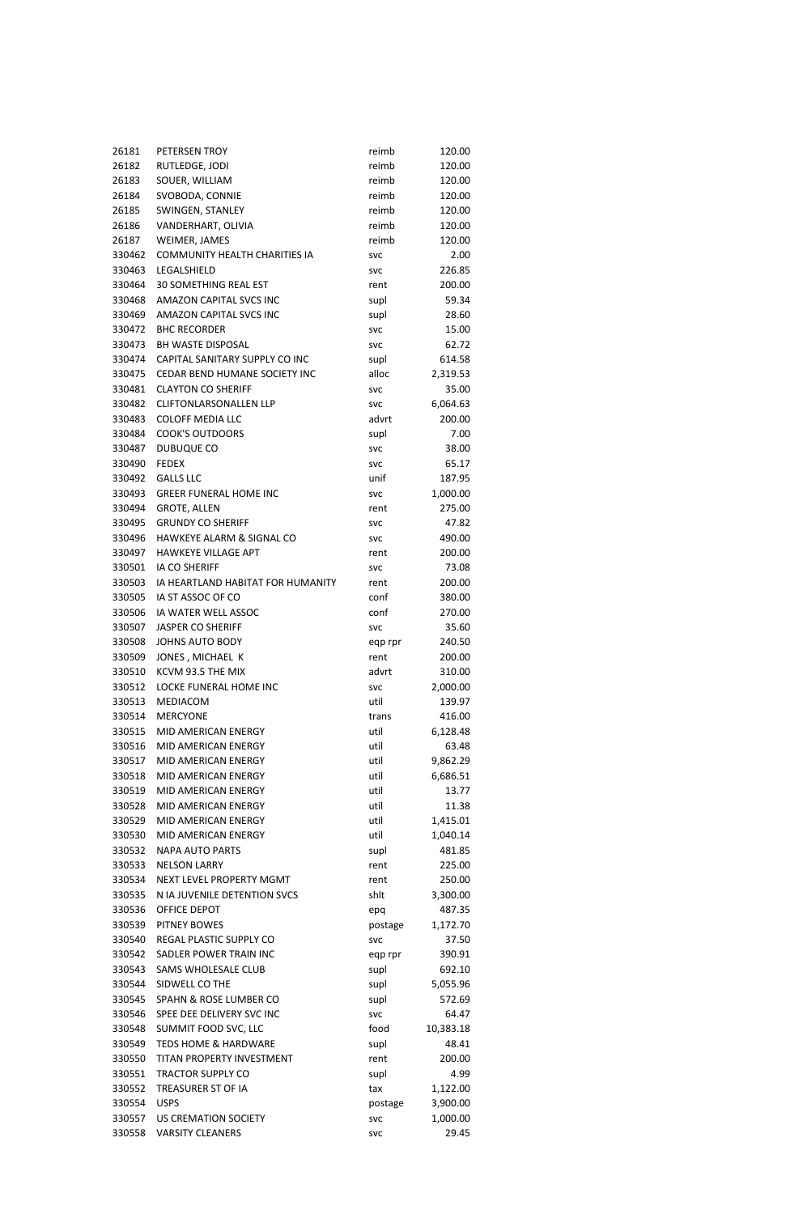| | | | |
|---|---|---|---|
| 26181 | PETERSEN TROY | reimb | 120.00 |
| 26182 | RUTLEDGE, JODI | reimb | 120.00 |
| 26183 | SOUER, WILLIAM | reimb | 120.00 |
| 26184 | SVOBODA, CONNIE | reimb | 120.00 |
| 26185 | SWINGEN, STANLEY | reimb | 120.00 |
| 26186 | VANDERHART, OLIVIA | reimb | 120.00 |
| 26187 | WEIMER, JAMES | reimb | 120.00 |
| 330462 | COMMUNITY HEALTH CHARITIES IA | svc | 2.00 |
| 330463 | LEGALSHIELD | svc | 226.85 |
| 330464 | 30 SOMETHING REAL EST | rent | 200.00 |
| 330468 | AMAZON CAPITAL SVCS INC | supl | 59.34 |
| 330469 | AMAZON CAPITAL SVCS INC | supl | 28.60 |
| 330472 | BHC RECORDER | svc | 15.00 |
| 330473 | BH WASTE DISPOSAL | svc | 62.72 |
| 330474 | CAPITAL SANITARY SUPPLY CO INC | supl | 614.58 |
| 330475 | CEDAR BEND HUMANE SOCIETY INC | alloc | 2,319.53 |
| 330481 | CLAYTON CO SHERIFF | svc | 35.00 |
| 330482 | CLIFTONLARSONALLEN LLP | svc | 6,064.63 |
| 330483 | COLOFF MEDIA LLC | advrt | 200.00 |
| 330484 | COOK'S OUTDOORS | supl | 7.00 |
| 330487 | DUBUQUE CO | svc | 38.00 |
| 330490 | FEDEX | svc | 65.17 |
| 330492 | GALLS LLC | unif | 187.95 |
| 330493 | GREER FUNERAL HOME INC | svc | 1,000.00 |
| 330494 | GROTE, ALLEN | rent | 275.00 |
| 330495 | GRUNDY CO SHERIFF | svc | 47.82 |
| 330496 | HAWKEYE ALARM & SIGNAL CO | svc | 490.00 |
| 330497 | HAWKEYE VILLAGE APT | rent | 200.00 |
| 330501 | IA CO SHERIFF | svc | 73.08 |
| 330503 | IA HEARTLAND HABITAT FOR HUMANITY | rent | 200.00 |
| 330505 | IA ST ASSOC OF CO | conf | 380.00 |
| 330506 | IA WATER WELL ASSOC | conf | 270.00 |
| 330507 | JASPER CO SHERIFF | svc | 35.60 |
| 330508 | JOHNS AUTO BODY | eqp rpr | 240.50 |
| 330509 | JONES , MICHAEL K | rent | 200.00 |
| 330510 | KCVM 93.5 THE MIX | advrt | 310.00 |
| 330512 | LOCKE FUNERAL HOME INC | svc | 2,000.00 |
| 330513 | MEDIACOM | util | 139.97 |
| 330514 | MERCYONE | trans | 416.00 |
| 330515 | MID AMERICAN ENERGY | util | 6,128.48 |
| 330516 | MID AMERICAN ENERGY | util | 63.48 |
| 330517 | MID AMERICAN ENERGY | util | 9,862.29 |
| 330518 | MID AMERICAN ENERGY | util | 6,686.51 |
| 330519 | MID AMERICAN ENERGY | util | 13.77 |
| 330528 | MID AMERICAN ENERGY | util | 11.38 |
| 330529 | MID AMERICAN ENERGY | util | 1,415.01 |
| 330530 | MID AMERICAN ENERGY | util | 1,040.14 |
| 330532 | NAPA AUTO PARTS | supl | 481.85 |
| 330533 | NELSON LARRY | rent | 225.00 |
| 330534 | NEXT LEVEL PROPERTY MGMT | rent | 250.00 |
| 330535 | N IA JUVENILE DETENTION SVCS | shlt | 3,300.00 |
| 330536 | OFFICE DEPOT | epq | 487.35 |
| 330539 | PITNEY BOWES | postage | 1,172.70 |
| 330540 | REGAL PLASTIC SUPPLY CO | svc | 37.50 |
| 330542 | SADLER POWER TRAIN INC | eqp rpr | 390.91 |
| 330543 | SAMS WHOLESALE CLUB | supl | 692.10 |
| 330544 | SIDWELL CO THE | supl | 5,055.96 |
| 330545 | SPAHN & ROSE LUMBER CO | supl | 572.69 |
| 330546 | SPEE DEE DELIVERY SVC INC | svc | 64.47 |
| 330548 | SUMMIT FOOD SVC, LLC | food | 10,383.18 |
| 330549 | TEDS HOME & HARDWARE | supl | 48.41 |
| 330550 | TITAN PROPERTY INVESTMENT | rent | 200.00 |
| 330551 | TRACTOR SUPPLY CO | supl | 4.99 |
| 330552 | TREASURER ST OF IA | tax | 1,122.00 |
| 330554 | USPS | postage | 3,900.00 |
| 330557 | US CREMATION SOCIETY | svc | 1,000.00 |
| 330558 | VARSITY CLEANERS | svc | 29.45 |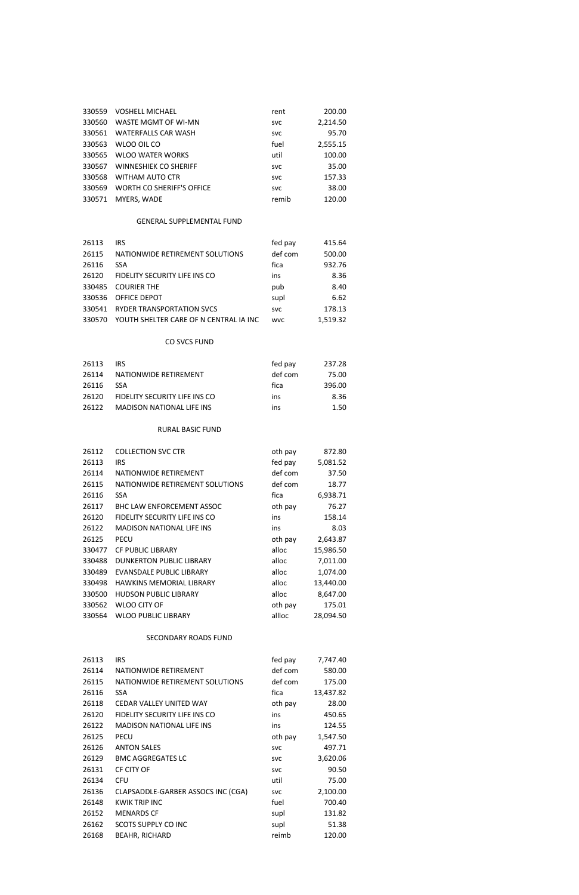| | | | |
|---|---|---|---|
| 330559 | VOSHELL MICHAEL | rent | 200.00 |
| 330560 | WASTE MGMT OF WI-MN | svc | 2,214.50 |
| 330561 | WATERFALLS CAR WASH | svc | 95.70 |
| 330563 | WLOO OIL CO | fuel | 2,555.15 |
| 330565 | WLOO WATER WORKS | util | 100.00 |
| 330567 | WINNESHIEK CO SHERIFF | svc | 35.00 |
| 330568 | WITHAM AUTO CTR | svc | 157.33 |
| 330569 | WORTH CO SHERIFF'S OFFICE | svc | 38.00 |
| 330571 | MYERS, WADE | remib | 120.00 |

## GENERAL SUPPLEMENTAL FUND

| | | | |
|---|---|---|---|
| 26113 | IRS | fed pay | 415.64 |
| 26115 | NATIONWIDE RETIREMENT SOLUTIONS | def com | 500.00 |
| 26116 | SSA | fica | 932.76 |
| 26120 | FIDELITY SECURITY LIFE INS CO | ins | 8.36 |
| 330485 | COURIER THE | pub | 8.40 |
| 330536 | OFFICE DEPOT | supl | 6.62 |
| 330541 | RYDER TRANSPORTATION SVCS | svc | 178.13 |
| 330570 | YOUTH SHELTER CARE OF N CENTRAL IA INC | wvc | 1,519.32 |

## CO SVCS FUND

| | | | |
|---|---|---|---|
| 26113 | IRS | fed pay | 237.28 |
| 26114 | NATIONWIDE RETIREMENT | def com | 75.00 |
| 26116 | SSA | fica | 396.00 |
| 26120 | FIDELITY SECURITY LIFE INS CO | ins | 8.36 |
| 26122 | MADISON NATIONAL LIFE INS | ins | 1.50 |

## RURAL BASIC FUND

| | | | |
|---|---|---|---|
| 26112 | COLLECTION SVC CTR | oth pay | 872.80 |
| 26113 | IRS | fed pay | 5,081.52 |
| 26114 | NATIONWIDE RETIREMENT | def com | 37.50 |
| 26115 | NATIONWIDE RETIREMENT SOLUTIONS | def com | 18.77 |
| 26116 | SSA | fica | 6,938.71 |
| 26117 | BHC LAW ENFORCEMENT ASSOC | oth pay | 76.27 |
| 26120 | FIDELITY SECURITY LIFE INS CO | ins | 158.14 |
| 26122 | MADISON NATIONAL LIFE INS | ins | 8.03 |
| 26125 | PECU | oth pay | 2,643.87 |
| 330477 | CF PUBLIC LIBRARY | alloc | 15,986.50 |
| 330488 | DUNKERTON PUBLIC LIBRARY | alloc | 7,011.00 |
| 330489 | EVANSDALE PUBLIC LIBRARY | alloc | 1,074.00 |
| 330498 | HAWKINS MEMORIAL LIBRARY | alloc | 13,440.00 |
| 330500 | HUDSON PUBLIC LIBRARY | alloc | 8,647.00 |
| 330562 | WLOO CITY OF | oth pay | 175.01 |
| 330564 | WLOO PUBLIC LIBRARY | allloc | 28,094.50 |

## SECONDARY ROADS FUND

| | | | |
|---|---|---|---|
| 26113 | IRS | fed pay | 7,747.40 |
| 26114 | NATIONWIDE RETIREMENT | def com | 580.00 |
| 26115 | NATIONWIDE RETIREMENT SOLUTIONS | def com | 175.00 |
| 26116 | SSA | fica | 13,437.82 |
| 26118 | CEDAR VALLEY UNITED WAY | oth pay | 28.00 |
| 26120 | FIDELITY SECURITY LIFE INS CO | ins | 450.65 |
| 26122 | MADISON NATIONAL LIFE INS | ins | 124.55 |
| 26125 | PECU | oth pay | 1,547.50 |
| 26126 | ANTON SALES | svc | 497.71 |
| 26129 | BMC AGGREGATES LC | svc | 3,620.06 |
| 26131 | CF CITY OF | svc | 90.50 |
| 26134 | CFU | util | 75.00 |
| 26136 | CLAPSADDLE-GARBER ASSOCS INC (CGA) | svc | 2,100.00 |
| 26148 | KWIK TRIP INC | fuel | 700.40 |
| 26152 | MENARDS CF | supl | 131.82 |
| 26162 | SCOTS SUPPLY CO INC | supl | 51.38 |
| 26168 | BEAHR, RICHARD | reimb | 120.00 |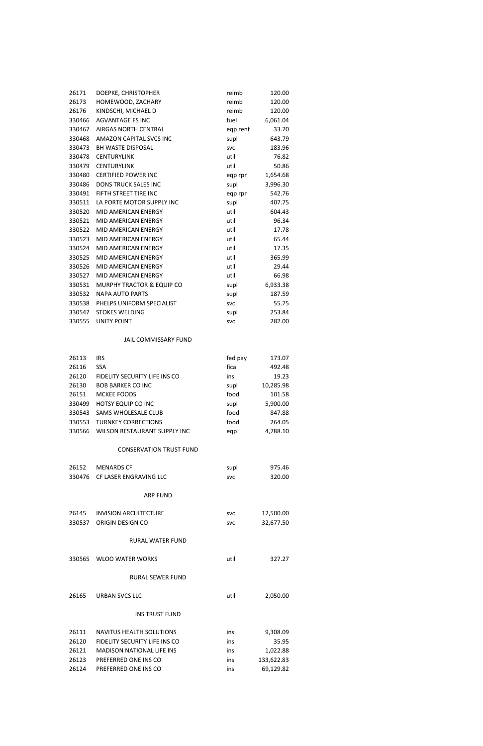| | | | |
|---|---|---|---|
| 26171 | DOEPKE, CHRISTOPHER | reimb | 120.00 |
| 26173 | HOMEWOOD, ZACHARY | reimb | 120.00 |
| 26176 | KINDSCHI, MICHAEL D | reimb | 120.00 |
| 330466 | AGVANTAGE FS INC | fuel | 6,061.04 |
| 330467 | AIRGAS NORTH CENTRAL | eqp rent | 33.70 |
| 330468 | AMAZON CAPITAL SVCS INC | supl | 643.79 |
| 330473 | BH WASTE DISPOSAL | svc | 183.96 |
| 330478 | CENTURYLINK | util | 76.82 |
| 330479 | CENTURYLINK | util | 50.86 |
| 330480 | CERTIFIED POWER INC | eqp rpr | 1,654.68 |
| 330486 | DONS TRUCK SALES INC | supl | 3,996.30 |
| 330491 | FIFTH STREET TIRE INC | eqp rpr | 542.76 |
| 330511 | LA PORTE MOTOR SUPPLY INC | supl | 407.75 |
| 330520 | MID AMERICAN ENERGY | util | 604.43 |
| 330521 | MID AMERICAN ENERGY | util | 96.34 |
| 330522 | MID AMERICAN ENERGY | util | 17.78 |
| 330523 | MID AMERICAN ENERGY | util | 65.44 |
| 330524 | MID AMERICAN ENERGY | util | 17.35 |
| 330525 | MID AMERICAN ENERGY | util | 365.99 |
| 330526 | MID AMERICAN ENERGY | util | 29.44 |
| 330527 | MID AMERICAN ENERGY | util | 66.98 |
| 330531 | MURPHY TRACTOR & EQUIP CO | supl | 6,933.38 |
| 330532 | NAPA AUTO PARTS | supl | 187.59 |
| 330538 | PHELPS UNIFORM SPECIALIST | svc | 55.75 |
| 330547 | STOKES WELDING | supl | 253.84 |
| 330555 | UNITY POINT | svc | 282.00 |

## JAIL COMMISSARY FUND

| | | | |
|---|---|---|---|
| 26113 | IRS | fed pay | 173.07 |
| 26116 | SSA | fica | 492.48 |
| 26120 | FIDELITY SECURITY LIFE INS CO | ins | 19.23 |
| 26130 | BOB BARKER CO INC | supl | 10,285.98 |
| 26151 | MCKEE FOODS | food | 101.58 |
| 330499 | HOTSY EQUIP CO INC | supl | 5,900.00 |
| 330543 | SAMS WHOLESALE CLUB | food | 847.88 |
| 330553 | TURNKEY CORRECTIONS | food | 264.05 |
| 330566 | WILSON RESTAURANT SUPPLY INC | eqp | 4,788.10 |

## CONSERVATION TRUST FUND

| | | | |
|---|---|---|---|
| 26152 | MENARDS CF | supl | 975.46 |
| 330476 | CF LASER ENGRAVING LLC | svc | 320.00 |

## ARP FUND

| | | | |
|---|---|---|---|
| 26145 | INVISION ARCHITECTURE | svc | 12,500.00 |
| 330537 | ORIGIN DESIGN CO | svc | 32,677.50 |

## RURAL WATER FUND

| | | | |
|---|---|---|---|
| 330565 | WLOO WATER WORKS | util | 327.27 |

## RURAL SEWER FUND

| | | | |
|---|---|---|---|
| 26165 | URBAN SVCS LLC | util | 2,050.00 |

## INS TRUST FUND

| | | | |
|---|---|---|---|
| 26111 | NAVITUS HEALTH SOLUTIONS | ins | 9,308.09 |
| 26120 | FIDELITY SECURITY LIFE INS CO | ins | 35.95 |
| 26121 | MADISON NATIONAL LIFE INS | ins | 1,022.88 |
| 26123 | PREFERRED ONE INS CO | ins | 133,622.83 |
| 26124 | PREFERRED ONE INS CO | ins | 69,129.82 |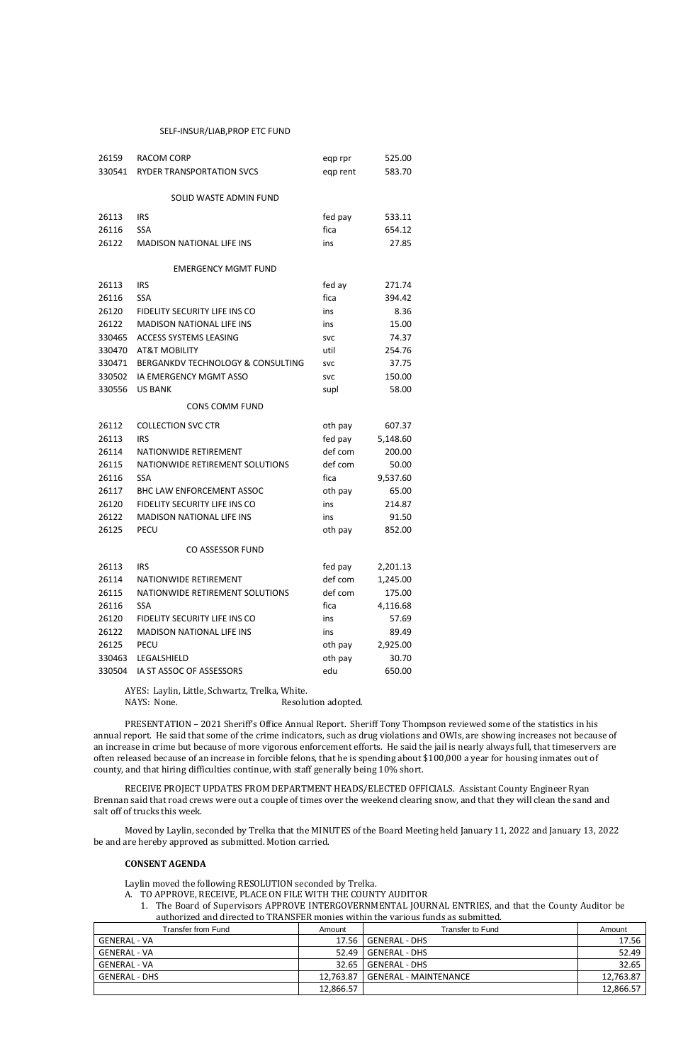SELF-INSUR/LIAB,PROP ETC FUND

| | | | |
|---|---|---|---|
| 26159 | RACOM CORP | eqp rpr | 525.00 |
| 330541 | RYDER TRANSPORTATION SVCS | eqp rent | 583.70 |

SOLID WASTE ADMIN FUND

| | | | |
|---|---|---|---|
| 26113 | IRS | fed pay | 533.11 |
| 26116 | SSA | fica | 654.12 |
| 26122 | MADISON NATIONAL LIFE INS | ins | 27.85 |

EMERGENCY MGMT FUND

| | | | |
|---|---|---|---|
| 26113 | IRS | fed ay | 271.74 |
| 26116 | SSA | fica | 394.42 |
| 26120 | FIDELITY SECURITY LIFE INS CO | ins | 8.36 |
| 26122 | MADISON NATIONAL LIFE INS | ins | 15.00 |
| 330465 | ACCESS SYSTEMS LEASING | svc | 74.37 |
| 330470 | AT&T MOBILITY | util | 254.76 |
| 330471 | BERGANKDV TECHNOLOGY & CONSULTING | svc | 37.75 |
| 330502 | IA EMERGENCY MGMT ASSO | svc | 150.00 |
| 330556 | US BANK | supl | 58.00 |

CONS COMM FUND

| | | | |
|---|---|---|---|
| 26112 | COLLECTION SVC CTR | oth pay | 607.37 |
| 26113 | IRS | fed pay | 5,148.60 |
| 26114 | NATIONWIDE RETIREMENT | def com | 200.00 |
| 26115 | NATIONWIDE RETIREMENT SOLUTIONS | def com | 50.00 |
| 26116 | SSA | fica | 9,537.60 |
| 26117 | BHC LAW ENFORCEMENT ASSOC | oth pay | 65.00 |
| 26120 | FIDELITY SECURITY LIFE INS CO | ins | 214.87 |
| 26122 | MADISON NATIONAL LIFE INS | ins | 91.50 |
| 26125 | PECU | oth pay | 852.00 |

CO ASSESSOR FUND

| | | | |
|---|---|---|---|
| 26113 | IRS | fed pay | 2,201.13 |
| 26114 | NATIONWIDE RETIREMENT | def com | 1,245.00 |
| 26115 | NATIONWIDE RETIREMENT SOLUTIONS | def com | 175.00 |
| 26116 | SSA | fica | 4,116.68 |
| 26120 | FIDELITY SECURITY LIFE INS CO | ins | 57.69 |
| 26122 | MADISON NATIONAL LIFE INS | ins | 89.49 |
| 26125 | PECU | oth pay | 2,925.00 |
| 330463 | LEGALSHIELD | oth pay | 30.70 |
| 330504 | IA ST ASSOC OF ASSESSORS | edu | 650.00 |

AYES: Laylin, Little, Schwartz, Trelka, White.
NAYS: None. Resolution adopted.

PRESENTATION – 2021 Sheriff's Office Annual Report. Sheriff Tony Thompson reviewed some of the statistics in his annual report. He said that some of the crime indicators, such as drug violations and OWIs, are showing increases not because of an increase in crime but because of more vigorous enforcement efforts. He said the jail is nearly always full, that timeservers are often released because of an increase in forcible felons, that he is spending about $100,000 a year for housing inmates out of county, and that hiring difficulties continue, with staff generally being 10% short.

RECEIVE PROJECT UPDATES FROM DEPARTMENT HEADS/ELECTED OFFICIALS. Assistant County Engineer Ryan Brennan said that road crews were out a couple of times over the weekend clearing snow, and that they will clean the sand and salt off of trucks this week.

Moved by Laylin, seconded by Trelka that the MINUTES of the Board Meeting held January 11, 2022 and January 13, 2022 be and are hereby approved as submitted. Motion carried.

**CONSENT AGENDA**

Laylin moved the following RESOLUTION seconded by Trelka.

A. TO APPROVE, RECEIVE, PLACE ON FILE WITH THE COUNTY AUDITOR

1. The Board of Supervisors APPROVE INTERGOVERNMENTAL JOURNAL ENTRIES, and that the County Auditor be authorized and directed to TRANSFER monies within the various funds as submitted.

| Transfer from Fund | Amount | Transfer to Fund | Amount |
|---|---|---|---|
| GENERAL - VA | 17.56 | GENERAL - DHS | 17.56 |
| GENERAL - VA | 52.49 | GENERAL - DHS | 52.49 |
| GENERAL - VA | 32.65 | GENERAL - DHS | 32.65 |
| GENERAL - DHS | 12,763.87 | GENERAL - MAINTENANCE | 12,763.87 |
| | 12,866.57 | | 12,866.57 |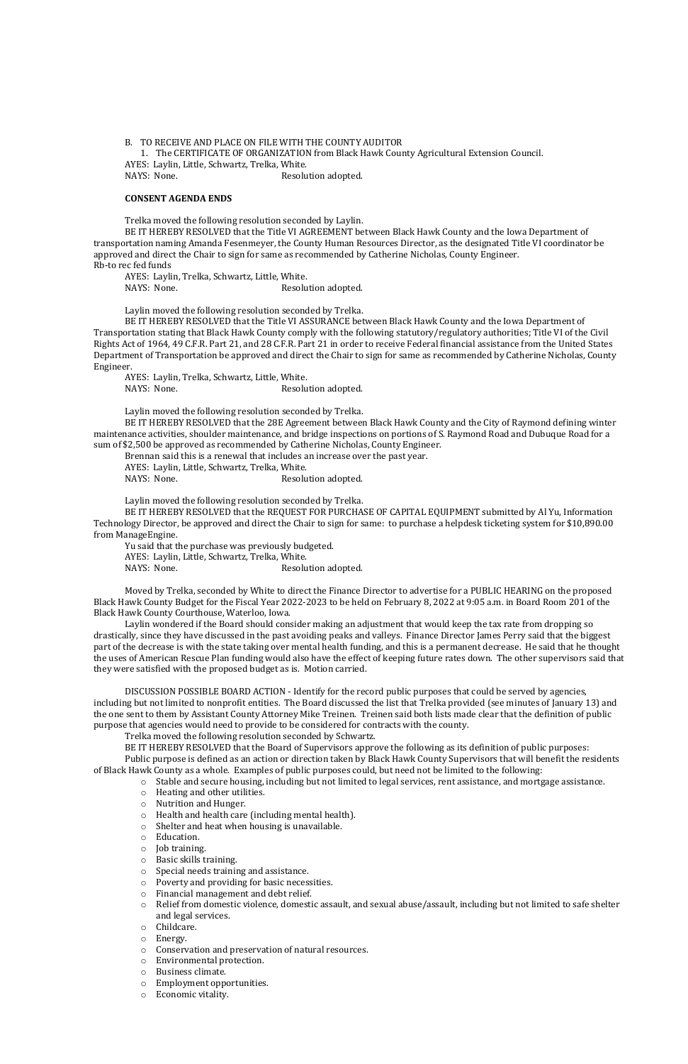B. TO RECEIVE AND PLACE ON FILE WITH THE COUNTY AUDITOR

1. The CERTIFICATE OF ORGANIZATION from Black Hawk County Agricultural Extension Council.

AYES: Laylin, Little, Schwartz, Trelka, White.
NAYS: None. Resolution adopted.

**CONSENT AGENDA ENDS**

Trelka moved the following resolution seconded by Laylin.

BE IT HEREBY RESOLVED that the Title VI AGREEMENT between Black Hawk County and the Iowa Department of transportation naming Amanda Fesenmeyer, the County Human Resources Director, as the designated Title VI coordinator be approved and direct the Chair to sign for same as recommended by Catherine Nicholas, County Engineer.
Rb-to rec fed funds

AYES: Laylin, Trelka, Schwartz, Little, White.
NAYS: None. Resolution adopted.

Laylin moved the following resolution seconded by Trelka.

BE IT HEREBY RESOLVED that the Title VI ASSURANCE between Black Hawk County and the Iowa Department of Transportation stating that Black Hawk County comply with the following statutory/regulatory authorities; Title VI of the Civil Rights Act of 1964, 49 C.F.R. Part 21, and 28 C.F.R. Part 21 in order to receive Federal financial assistance from the United States Department of Transportation be approved and direct the Chair to sign for same as recommended by Catherine Nicholas, County Engineer.

AYES: Laylin, Trelka, Schwartz, Little, White.
NAYS: None. Resolution adopted.

Laylin moved the following resolution seconded by Trelka.

BE IT HEREBY RESOLVED that the 28E Agreement between Black Hawk County and the City of Raymond defining winter maintenance activities, shoulder maintenance, and bridge inspections on portions of S. Raymond Road and Dubuque Road for a sum of $2,500 be approved as recommended by Catherine Nicholas, County Engineer.

Brennan said this is a renewal that includes an increase over the past year.

AYES: Laylin, Little, Schwartz, Trelka, White.
NAYS: None. Resolution adopted.

Laylin moved the following resolution seconded by Trelka.

BE IT HEREBY RESOLVED that the REQUEST FOR PURCHASE OF CAPITAL EQUIPMENT submitted by Al Yu, Information Technology Director, be approved and direct the Chair to sign for same: to purchase a helpdesk ticketing system for $10,890.00 from ManageEngine.

Yu said that the purchase was previously budgeted.

AYES: Laylin, Little, Schwartz, Trelka, White.
NAYS: None. Resolution adopted.

Moved by Trelka, seconded by White to direct the Finance Director to advertise for a PUBLIC HEARING on the proposed Black Hawk County Budget for the Fiscal Year 2022-2023 to be held on February 8, 2022 at 9:05 a.m. in Board Room 201 of the Black Hawk County Courthouse, Waterloo, Iowa.

Laylin wondered if the Board should consider making an adjustment that would keep the tax rate from dropping so drastically, since they have discussed in the past avoiding peaks and valleys. Finance Director James Perry said that the biggest part of the decrease is with the state taking over mental health funding, and this is a permanent decrease. He said that he thought the uses of American Rescue Plan funding would also have the effect of keeping future rates down. The other supervisors said that they were satisfied with the proposed budget as is. Motion carried.

DISCUSSION POSSIBLE BOARD ACTION - Identify for the record public purposes that could be served by agencies, including but not limited to nonprofit entities. The Board discussed the list that Trelka provided (see minutes of January 13) and the one sent to them by Assistant County Attorney Mike Treinen. Treinen said both lists made clear that the definition of public purpose that agencies would need to provide to be considered for contracts with the county.

Trelka moved the following resolution seconded by Schwartz.

BE IT HEREBY RESOLVED that the Board of Supervisors approve the following as its definition of public purposes:

Public purpose is defined as an action or direction taken by Black Hawk County Supervisors that will benefit the residents of Black Hawk County as a whole. Examples of public purposes could, but need not be limited to the following:

- Stable and secure housing, including but not limited to legal services, rent assistance, and mortgage assistance.
- Heating and other utilities.
- Nutrition and Hunger.
- Health and health care (including mental health).
- Shelter and heat when housing is unavailable.
- Education.
- Job training.
- Basic skills training.
- Special needs training and assistance.
- Poverty and providing for basic necessities.
- Financial management and debt relief.
- Relief from domestic violence, domestic assault, and sexual abuse/assault, including but not limited to safe shelter and legal services.
- Childcare.
- Energy.
- Conservation and preservation of natural resources.
- Environmental protection.
- Business climate.
- Employment opportunities.
- Economic vitality.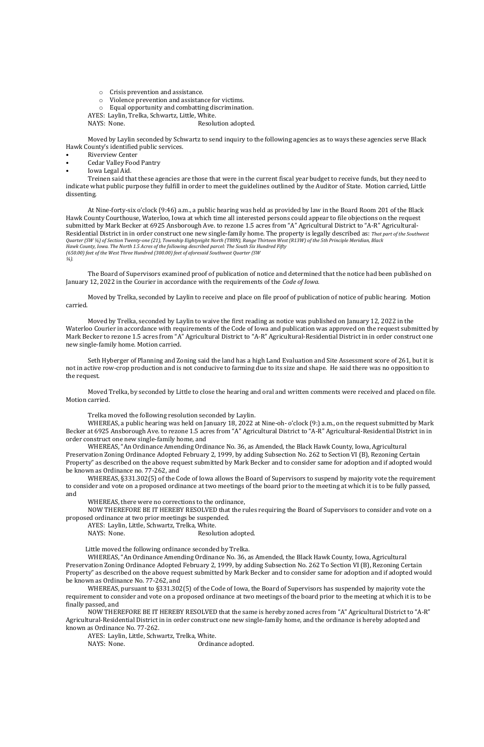- Crisis prevention and assistance.
    - Violence prevention and assistance for victims.
    - Equal opportunity and combatting discrimination.

AYES: Laylin, Trelka, Schwartz, Little, White.
NAYS: None. Resolution adopted.

Moved by Laylin seconded by Schwartz to send inquiry to the following agencies as to ways these agencies serve Black Hawk County's identified public services.

- Riverview Center
- Cedar Valley Food Pantry
- Iowa Legal Aid.

Treinen said that these agencies are those that were in the current fiscal year budget to receive funds, but they need to indicate what public purpose they fulfill in order to meet the guidelines outlined by the Auditor of State. Motion carried, Little dissenting.

At Nine-forty-six o'clock (9:46) a.m., a public hearing was held as provided by law in the Board Room 201 of the Black Hawk County Courthouse, Waterloo, Iowa at which time all interested persons could appear to file objections on the request submitted by Mark Becker at 6925 Ansborough Ave. to rezone 1.5 acres from "A" Agricultural District to "A-R" Agricultural-Residential District in in order construct one new single-family home. The property is legally described as: *That part of the Southwest Quarter (SW ¼) of Section Twenty-one (21), Township Eightyeight North (T88N), Range Thirteen West (R13W) of the 5th Principle Meridian, Black Hawk County, Iowa. The North 1.5 Acres of the following described parcel: The South Six Hundred Fifty (650.00) feet of the West Three Hundred (300.00) feet of aforesaid Southwest Quarter (SW ¼).*

The Board of Supervisors examined proof of publication of notice and determined that the notice had been published on January 12, 2022 in the Courier in accordance with the requirements of the *Code of Iowa*.

Moved by Trelka, seconded by Laylin to receive and place on file proof of publication of notice of public hearing. Motion carried.

Moved by Trelka, seconded by Laylin to waive the first reading as notice was published on January 12, 2022 in the Waterloo Courier in accordance with requirements of the Code of Iowa and publication was approved on the request submitted by Mark Becker to rezone 1.5 acres from "A" Agricultural District to "A-R" Agricultural-Residential District in in order construct one new single-family home. Motion carried.

Seth Hyberger of Planning and Zoning said the land has a high Land Evaluation and Site Assessment score of 261, but it is not in active row-crop production and is not conducive to farming due to its size and shape. He said there was no opposition to the request.

Moved Trelka, by seconded by Little to close the hearing and oral and written comments were received and placed on file. Motion carried.

Trelka moved the following resolution seconded by Laylin.

WHEREAS, a public hearing was held on January 18, 2022 at Nine-oh- o'clock (9:) a.m., on the request submitted by Mark Becker at 6925 Ansborough Ave. to rezone 1.5 acres from "A" Agricultural District to "A-R" Agricultural-Residential District in in order construct one new single-family home, and

WHEREAS, "An Ordinance Amending Ordinance No. 36, as Amended, the Black Hawk County, Iowa, Agricultural Preservation Zoning Ordinance Adopted February 2, 1999, by adding Subsection No. 262 to Section VI (B), Rezoning Certain Property" as described on the above request submitted by Mark Becker and to consider same for adoption and if adopted would be known as Ordinance no. 77-262, and

WHEREAS, §331.302(5) of the Code of Iowa allows the Board of Supervisors to suspend by majority vote the requirement to consider and vote on a proposed ordinance at two meetings of the board prior to the meeting at which it is to be fully passed, and

WHEREAS, there were no corrections to the ordinance,

NOW THEREFORE BE IT HEREBY RESOLVED that the rules requiring the Board of Supervisors to consider and vote on a proposed ordinance at two prior meetings be suspended.

AYES: Laylin, Little, Schwartz, Trelka, White.
NAYS: None. Resolution adopted.

Little moved the following ordinance seconded by Trelka.

WHEREAS, "An Ordinance Amending Ordinance No. 36, as Amended, the Black Hawk County, Iowa, Agricultural Preservation Zoning Ordinance Adopted February 2, 1999, by adding Subsection No. 262 To Section VI (B), Rezoning Certain Property" as described on the above request submitted by Mark Becker and to consider same for adoption and if adopted would be known as Ordinance No. 77-262, and

WHEREAS, pursuant to §331.302(5) of the Code of Iowa, the Board of Supervisors has suspended by majority vote the requirement to consider and vote on a proposed ordinance at two meetings of the board prior to the meeting at which it is to be finally passed, and

NOW THEREFORE BE IT HEREBY RESOLVED that the same is hereby zoned acres from "A" Agricultural District to "A-R" Agricultural-Residential District in in order construct one new single-family home, and the ordinance is hereby adopted and known as Ordinance No. 77-262.

AYES: Laylin, Little, Schwartz, Trelka, White.
NAYS: None. Ordinance adopted.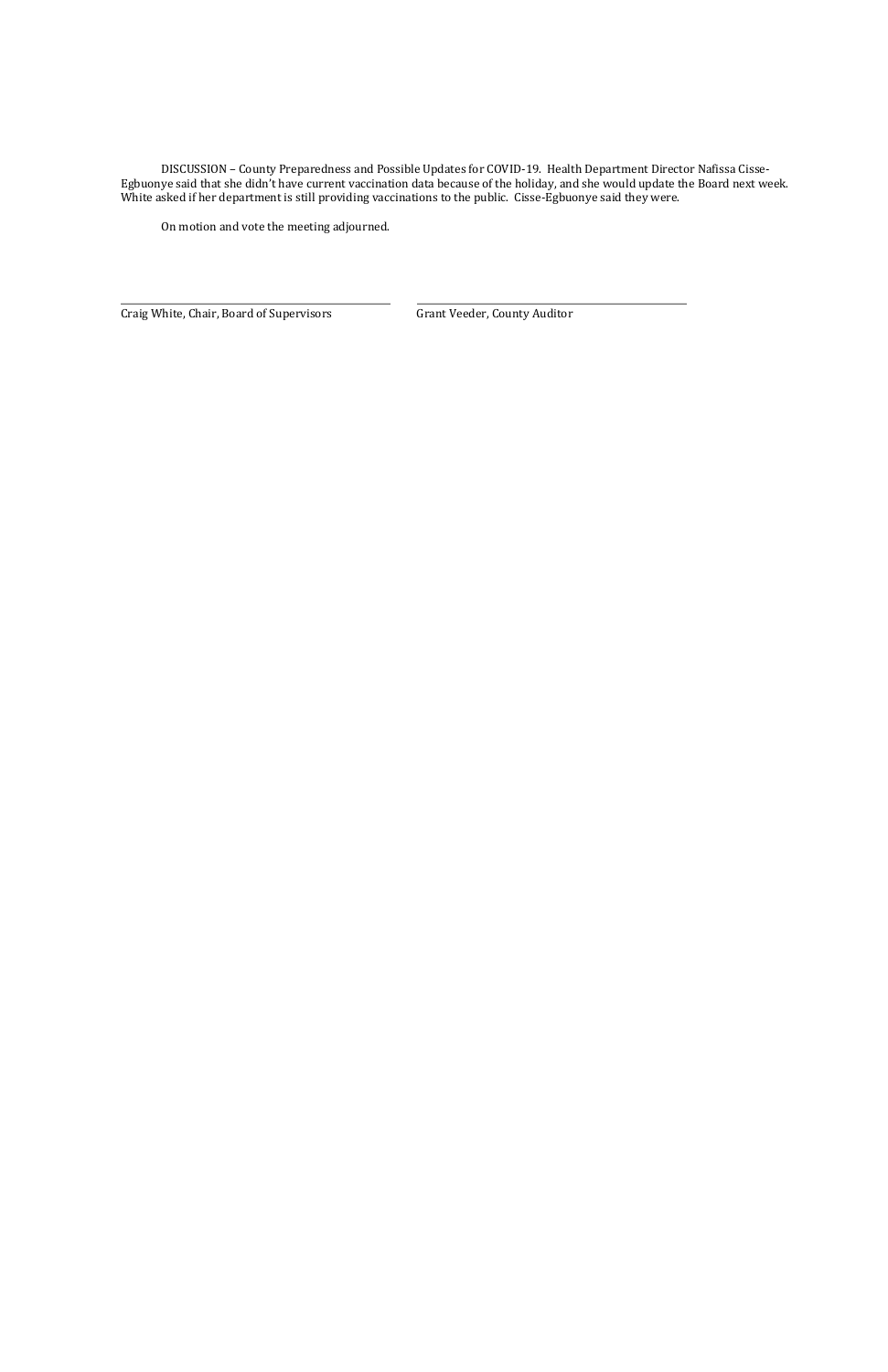DISCUSSION – County Preparedness and Possible Updates for COVID-19. Health Department Director Nafissa Cisse-Egbuonye said that she didn't have current vaccination data because of the holiday, and she would update the Board next week. White asked if her department is still providing vaccinations to the public. Cisse-Egbuonye said they were.

On motion and vote the meeting adjourned.

| | |
|---|---|
| Craig White, Chair, Board of Supervisors | Grant Veeder, County Auditor |